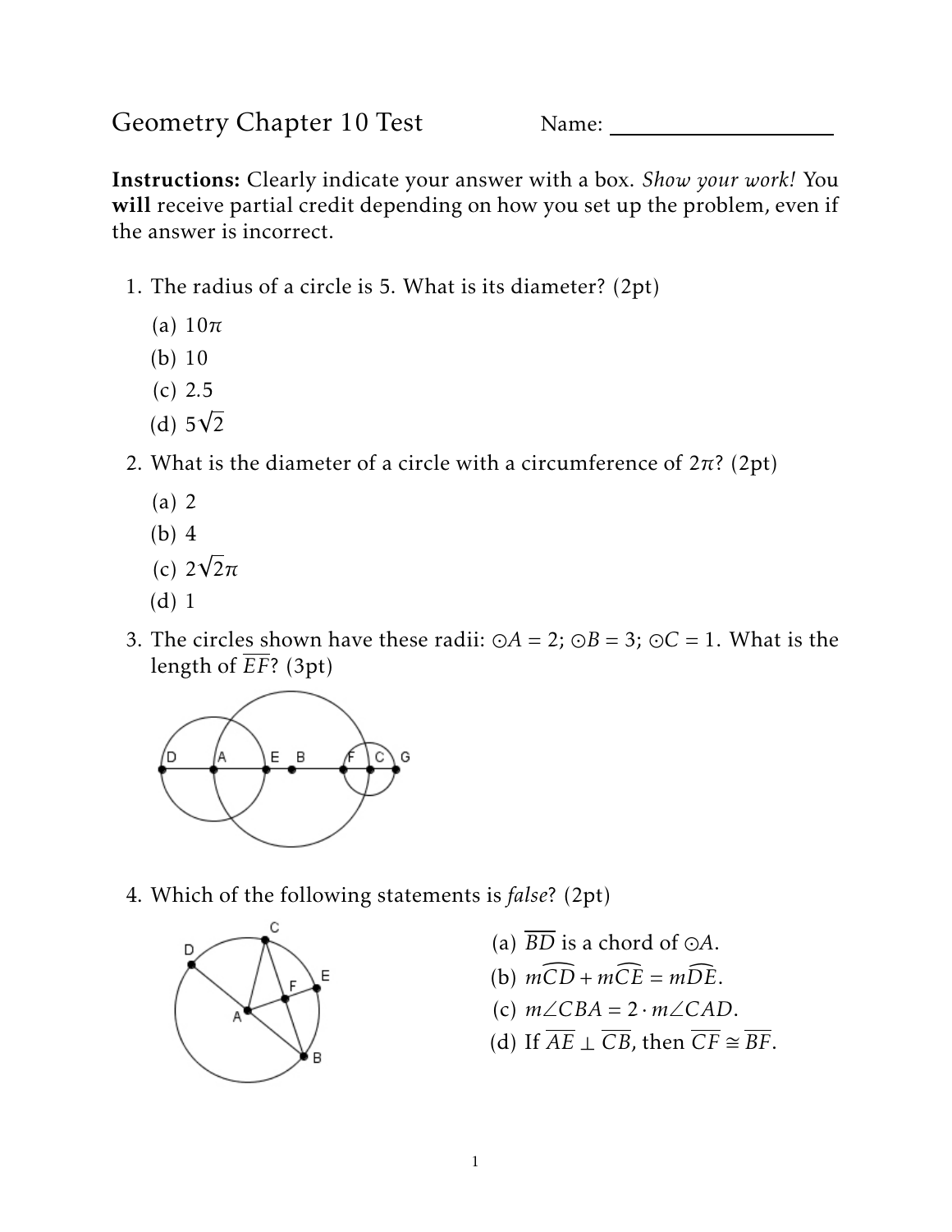# Geometry Chapter 10 Test

Name: ____________________

**Instructions:** Clearly indicate your answer with a box. *Show your work!* You **will** receive partial credit depending on how you set up the problem, even if the answer is incorrect.

1. The radius of a circle is 5. What is its diameter? (2pt)
   (a) $10\pi$
   (b) 10
   (c) 2.5
   (d) $5\sqrt{2}$

2. What is the diameter of a circle with a circumference of $2\pi$? (2pt)
   (a) 2
   (b) 4
   (c) $2\sqrt{2}\pi$
   (d) 1

3. The circles shown have these radii: $\odot A = 2$; $\odot B = 3$; $\odot C = 1$. What is the length of $\overline{EF}$? (3pt)

4. Which of the following statements is *false*? (2pt)
   (a) $\overline{BD}$ is a chord of $\odot A$.
   (b) $m\widehat{CD} + m\widehat{CE} = m\widehat{DE}$.
   (c) $m\angle CBA = 2 \cdot m\angle CAD$.
   (d) If $\overline{AE} \perp \overline{CB}$, then $\overline{CF} \cong \overline{BF}$.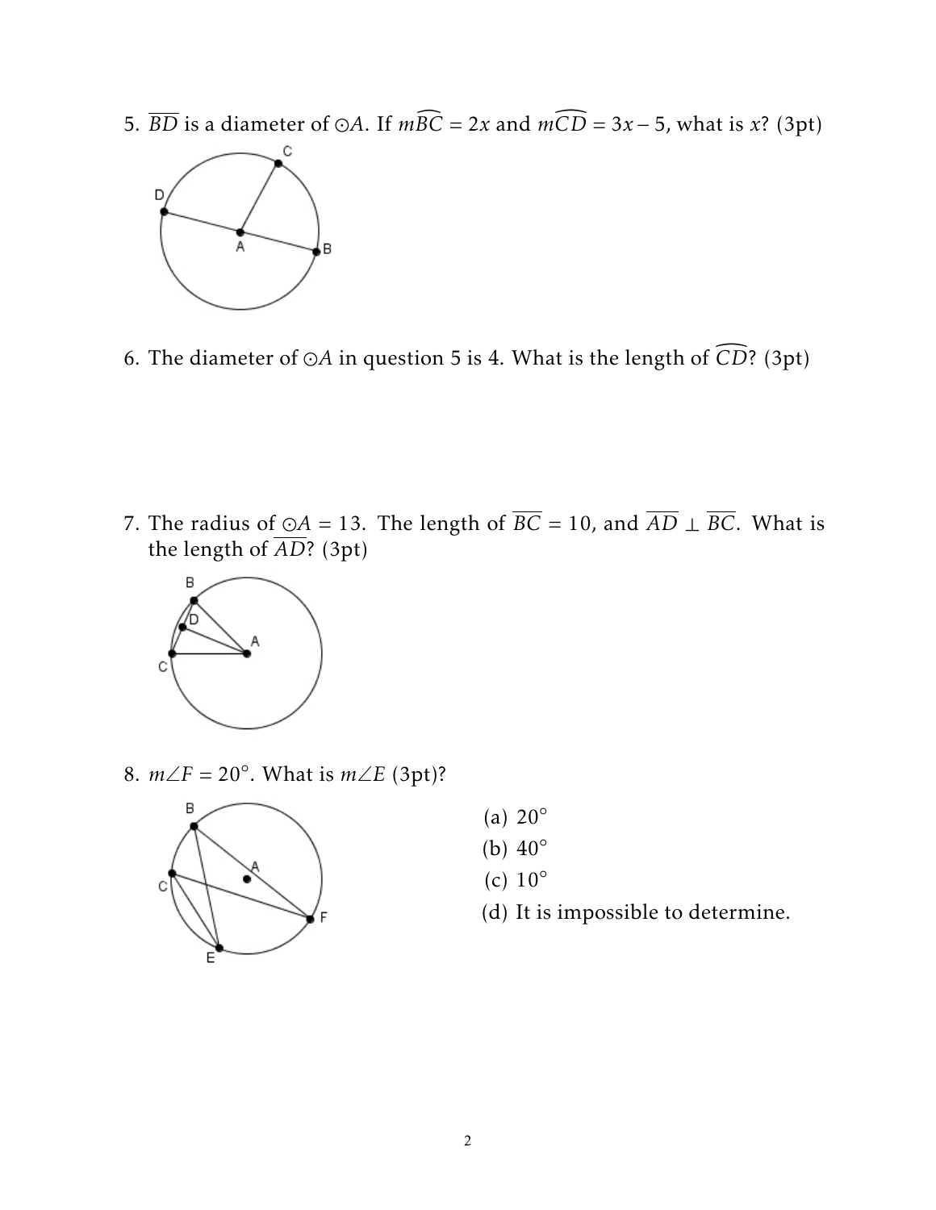5. $\overline{BD}$ is a diameter of $\odot A$. If $m\widehat{BC} = 2x$ and $m\widehat{CD} = 3x - 5$, what is $x$? (3pt)

6. The diameter of $\odot A$ in question 5 is 4. What is the length of $\widehat{CD}$? (3pt)

7. The radius of $\odot A = 13$. The length of $\overline{BC} = 10$, and $\overline{AD} \perp \overline{BC}$. What is the length of $\overline{AD}$? (3pt)

8. $m\angle F = 20°$. What is $m\angle E$ (3pt)?

(a) $20°$
(b) $40°$
(c) $10°$
(d) It is impossible to determine.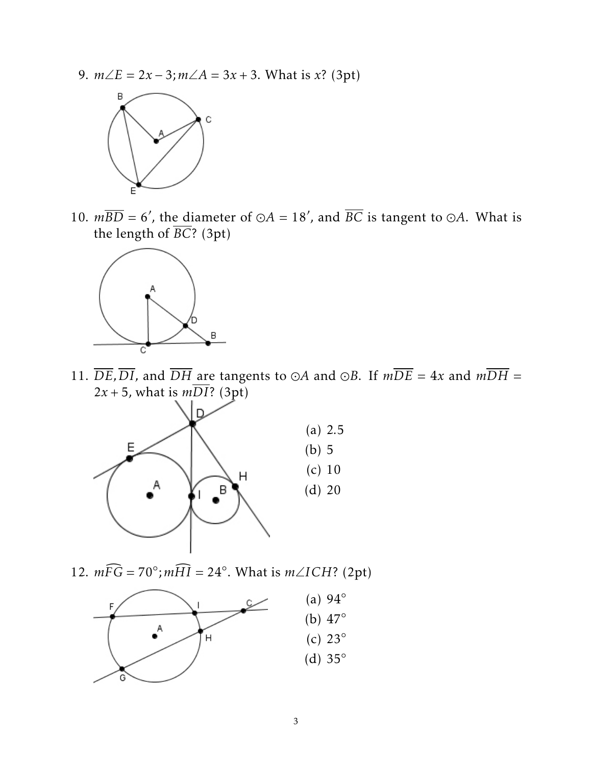9. $m\angle E = 2x - 3; m\angle A = 3x + 3$. What is $x$? (3pt)

10. $m\overline{BD} = 6'$, the diameter of $\odot A = 18'$, and $\overline{BC}$ is tangent to $\odot A$. What is the length of $\overline{BC}$? (3pt)

11. $\overline{DE}, \overline{DI}$, and $\overline{DH}$ are tangents to $\odot A$ and $\odot B$. If $m\overline{DE} = 4x$ and $m\overline{DH} = 2x + 5$, what is $m\overline{DI}$? (3pt)

    (a) 2.5
    (b) 5
    (c) 10
    (d) 20

12. $m\widehat{FG} = 70°; m\widehat{HI} = 24°$. What is $m\angle ICH$? (2pt)

    (a) 94°
    (b) 47°
    (c) 23°
    (d) 35°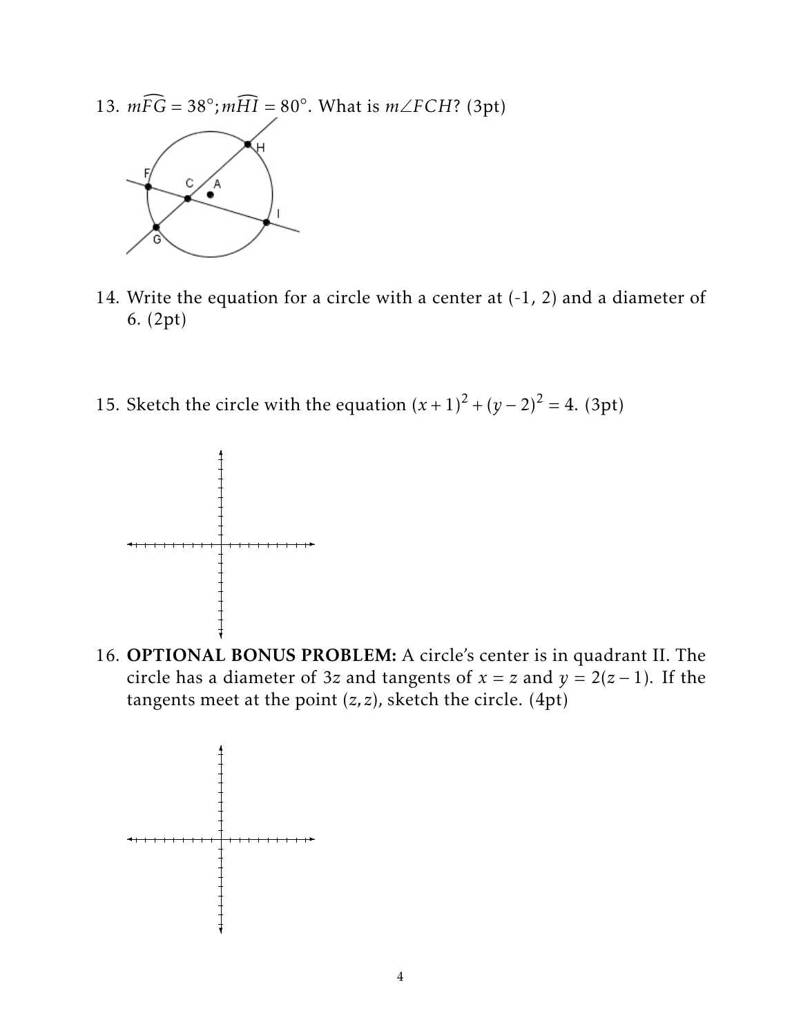13. $m\widehat{FG} = 38°; m\widehat{HI} = 80°$. What is $m\angle FCH$? (3pt)

F

C

A

H

G

I

14. Write the equation for a circle with a center at (-1, 2) and a diameter of 6. (2pt)

15. Sketch the circle with the equation $(x+1)^2 + (y-2)^2 = 4$. (3pt)

16. **OPTIONAL BONUS PROBLEM:** A circle's center is in quadrant II. The circle has a diameter of $3z$ and tangents of $x = z$ and $y = 2(z-1)$. If the tangents meet at the point $(z, z)$, sketch the circle. (4pt)